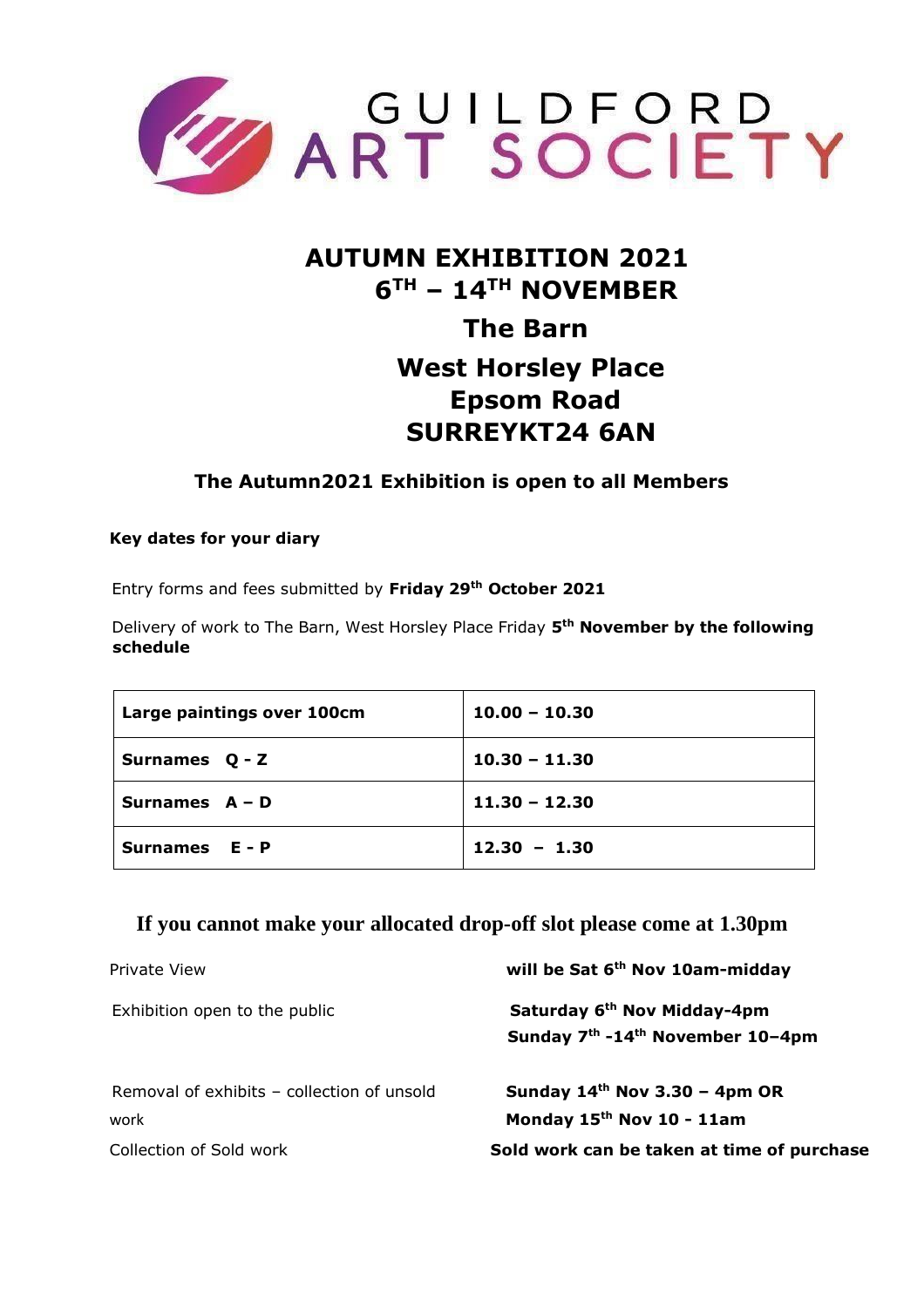# GUILDFORD ART SOCIETY

## AUTUMN EXHIBITION 2021
## 6TH – 14TH NOVEMBER
## The Barn
## West Horsley Place
## Epsom Road
## SURREYKT24 6AN

### The Autumn2021 Exhibition is open to all Members

**Key dates for your diary**

Entry forms and fees submitted by **Friday 29th October 2021**

Delivery of work to The Barn, West Horsley Place Friday **5th November by the following schedule**

| **Large paintings over 100cm** | **10.00 – 10.30** |
|---|---|
| **Surnames Q - Z** | **10.30 – 11.30** |
| **Surnames A – D** | **11.30 – 12.30** |
| **Surnames E - P** | **12.30 – 1.30** |

**If you cannot make your allocated drop-off slot please come at 1.30pm**

Private View **will be Sat 6th Nov 10am-midday**

Exhibition open to the public **Saturday 6th Nov Midday-4pm**
**Sunday 7th -14th November 10–4pm**

Removal of exhibits – collection of unsold work **Sunday 14th Nov 3.30 – 4pm OR Monday 15th Nov 10 - 11am**

Collection of Sold work **Sold work can be taken at time of purchase**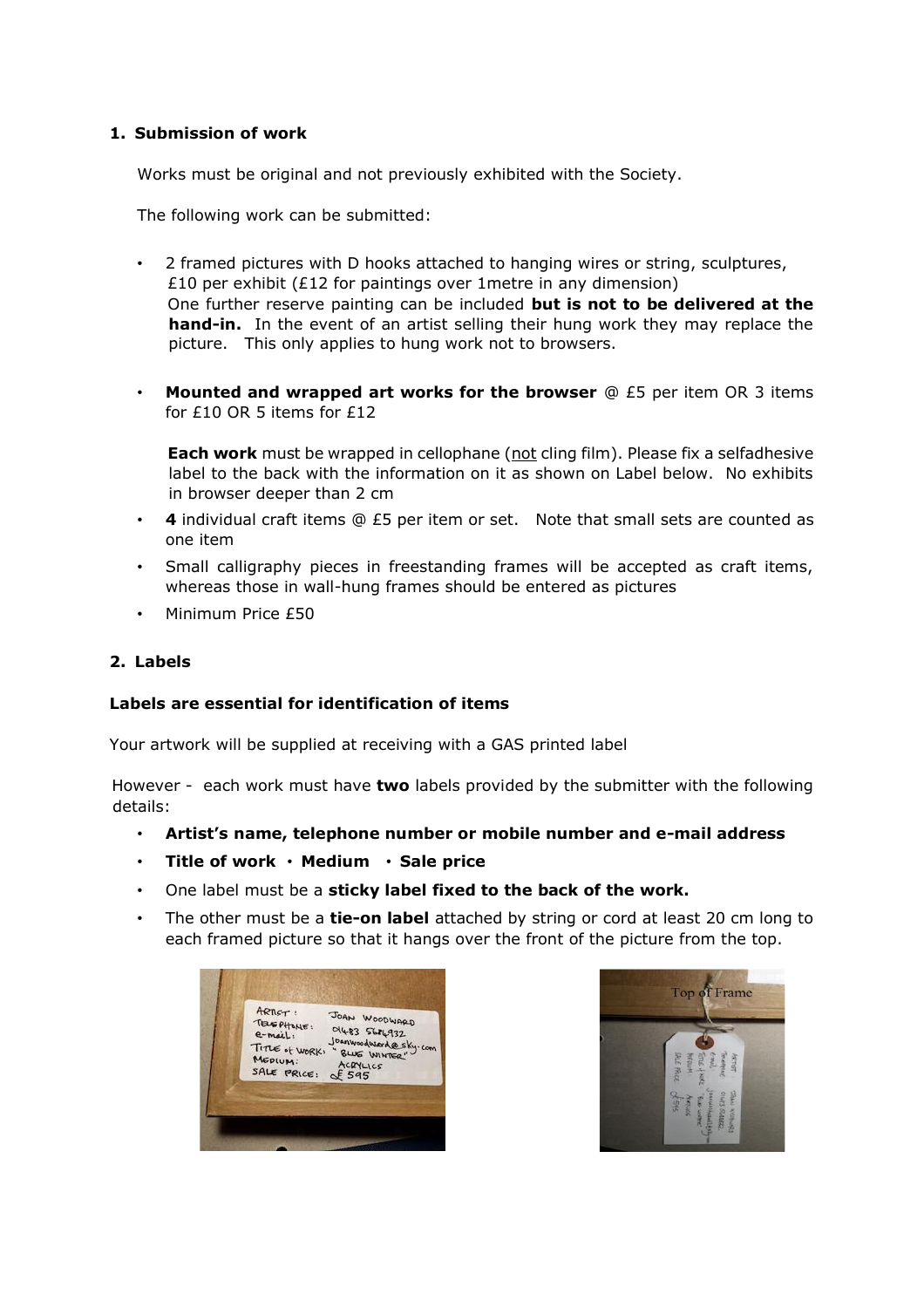## 1. Submission of work

Works must be original and not previously exhibited with the Society.

The following work can be submitted:

- 2 framed pictures with D hooks attached to hanging wires or string, sculptures, £10 per exhibit (£12 for paintings over 1metre in any dimension)
  One further reserve painting can be included **but is not to be delivered at the hand-in.** In the event of an artist selling their hung work they may replace the picture. This only applies to hung work not to browsers.

- **Mounted and wrapped art works for the browser** @ £5 per item OR 3 items for £10 OR 5 items for £12

  **Each work** must be wrapped in cellophane (not cling film). Please fix a selfadhesive label to the back with the information on it as shown on Label below. No exhibits in browser deeper than 2 cm
- **4** individual craft items @ £5 per item or set. Note that small sets are counted as one item
- Small calligraphy pieces in freestanding frames will be accepted as craft items, whereas those in wall-hung frames should be entered as pictures
- Minimum Price £50

## 2. Labels

**Labels are essential for identification of items**

Your artwork will be supplied at receiving with a GAS printed label

However - each work must have **two** labels provided by the submitter with the following details:

- **Artist's name, telephone number or mobile number and e-mail address**
- **Title of work** • **Medium** • **Sale price**
- One label must be a **sticky label fixed to the back of the work.**
- The other must be a **tie-on label** attached by string or cord at least 20 cm long to each framed picture so that it hangs over the front of the picture from the top.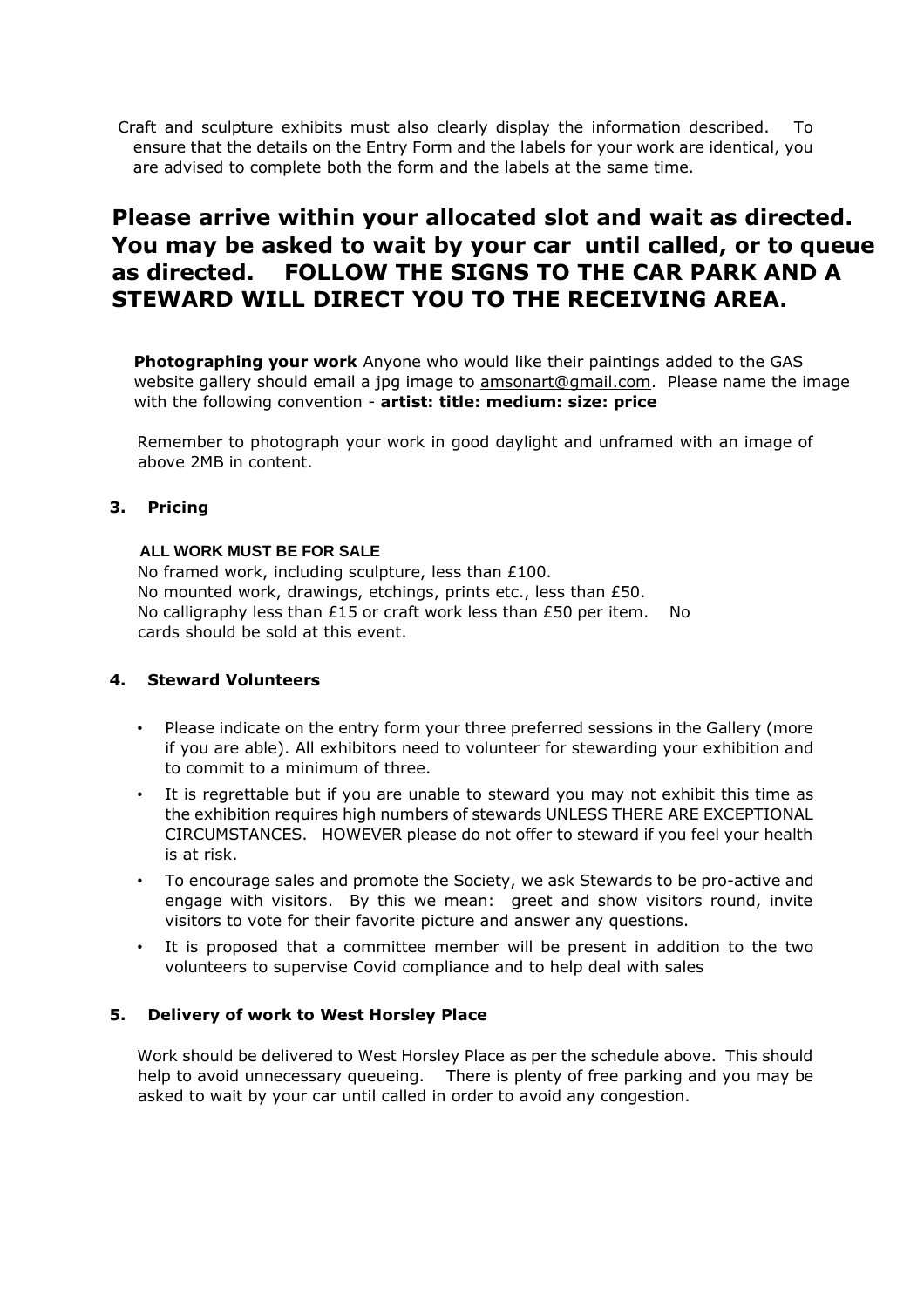Craft and sculpture exhibits must also clearly display the information described. To ensure that the details on the Entry Form and the labels for your work are identical, you are advised to complete both the form and the labels at the same time.

**Please arrive within your allocated slot and wait as directed. You may be asked to wait by your car until called, or to queue as directed. FOLLOW THE SIGNS TO THE CAR PARK AND A STEWARD WILL DIRECT YOU TO THE RECEIVING AREA.**

**Photographing your work** Anyone who would like their paintings added to the GAS website gallery should email a jpg image to amsonart@gmail.com. Please name the image with the following convention - **artist: title: medium: size: price**

Remember to photograph your work in good daylight and unframed with an image of above 2MB in content.

## 3. Pricing

**ALL WORK MUST BE FOR SALE**

No framed work, including sculpture, less than £100.
No mounted work, drawings, etchings, prints etc., less than £50.
No calligraphy less than £15 or craft work less than £50 per item. No cards should be sold at this event.

## 4. Steward Volunteers

- Please indicate on the entry form your three preferred sessions in the Gallery (more if you are able). All exhibitors need to volunteer for stewarding your exhibition and to commit to a minimum of three.
- It is regrettable but if you are unable to steward you may not exhibit this time as the exhibition requires high numbers of stewards UNLESS THERE ARE EXCEPTIONAL CIRCUMSTANCES. HOWEVER please do not offer to steward if you feel your health is at risk.
- To encourage sales and promote the Society, we ask Stewards to be pro-active and engage with visitors. By this we mean: greet and show visitors round, invite visitors to vote for their favorite picture and answer any questions.
- It is proposed that a committee member will be present in addition to the two volunteers to supervise Covid compliance and to help deal with sales

## 5. Delivery of work to West Horsley Place

Work should be delivered to West Horsley Place as per the schedule above. This should help to avoid unnecessary queueing. There is plenty of free parking and you may be asked to wait by your car until called in order to avoid any congestion.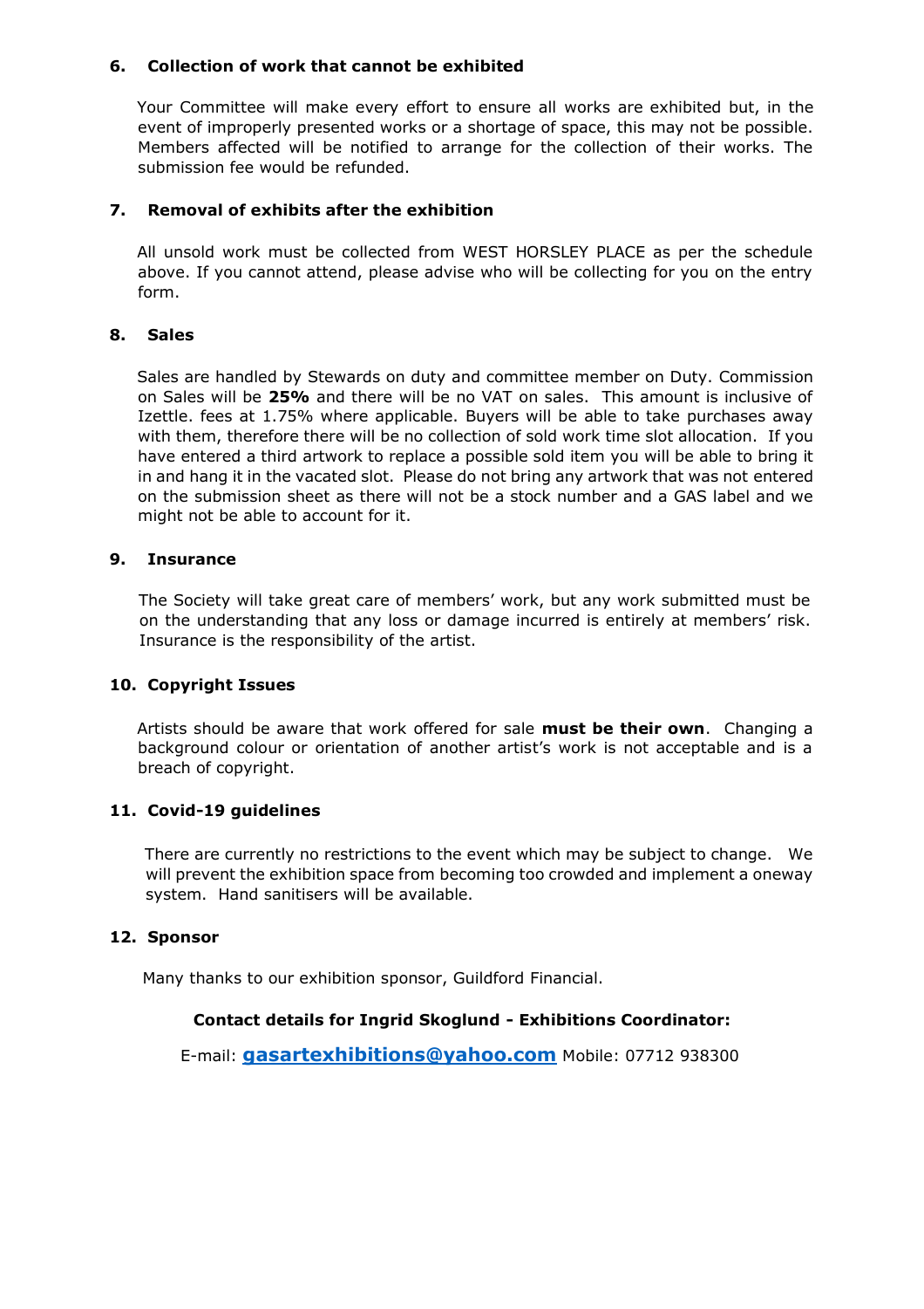## 6. Collection of work that cannot be exhibited

Your Committee will make every effort to ensure all works are exhibited but, in the event of improperly presented works or a shortage of space, this may not be possible. Members affected will be notified to arrange for the collection of their works. The submission fee would be refunded.

## 7. Removal of exhibits after the exhibition

All unsold work must be collected from WEST HORSLEY PLACE as per the schedule above. If you cannot attend, please advise who will be collecting for you on the entry form.

## 8. Sales

Sales are handled by Stewards on duty and committee member on Duty. Commission on Sales will be **25%** and there will be no VAT on sales. This amount is inclusive of Izettle. fees at 1.75% where applicable. Buyers will be able to take purchases away with them, therefore there will be no collection of sold work time slot allocation. If you have entered a third artwork to replace a possible sold item you will be able to bring it in and hang it in the vacated slot. Please do not bring any artwork that was not entered on the submission sheet as there will not be a stock number and a GAS label and we might not be able to account for it.

## 9. Insurance

The Society will take great care of members' work, but any work submitted must be on the understanding that any loss or damage incurred is entirely at members' risk. Insurance is the responsibility of the artist.

## 10. Copyright Issues

Artists should be aware that work offered for sale **must be their own**. Changing a background colour or orientation of another artist's work is not acceptable and is a breach of copyright.

## 11. Covid-19 guidelines

There are currently no restrictions to the event which may be subject to change. We will prevent the exhibition space from becoming too crowded and implement a oneway system. Hand sanitisers will be available.

## 12. Sponsor

Many thanks to our exhibition sponsor, Guildford Financial.

**Contact details for Ingrid Skoglund - Exhibitions Coordinator:**

E-mail: **gasartexhibitions@yahoo.com** Mobile: 07712 938300